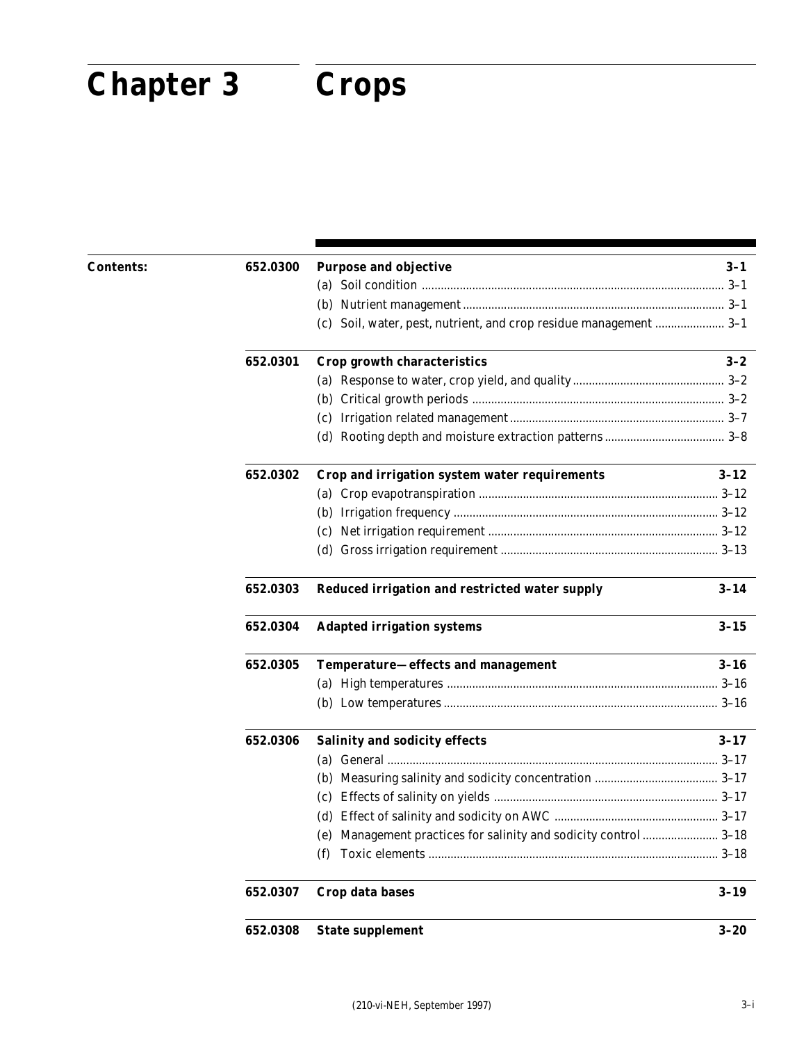# Chapter 3 Crops

**Contents:**

| | | |
|---|---|---|
| **652.0300** | **Purpose and objective** | **3–1** |
| | (a) Soil condition | 3–1 |
| | (b) Nutrient management | 3–1 |
| | (c) Soil, water, pest, nutrient, and crop residue management | 3–1 |
| **652.0301** | **Crop growth characteristics** | **3–2** |
| | (a) Response to water, crop yield, and quality | 3–2 |
| | (b) Critical growth periods | 3–2 |
| | (c) Irrigation related management | 3–7 |
| | (d) Rooting depth and moisture extraction patterns | 3–8 |
| **652.0302** | **Crop and irrigation system water requirements** | **3–12** |
| | (a) Crop evapotranspiration | 3–12 |
| | (b) Irrigation frequency | 3–12 |
| | (c) Net irrigation requirement | 3–12 |
| | (d) Gross irrigation requirement | 3–13 |
| **652.0303** | **Reduced irrigation and restricted water supply** | **3–14** |
| **652.0304** | **Adapted irrigation systems** | **3–15** |
| **652.0305** | **Temperature—effects and management** | **3–16** |
| | (a) High temperatures | 3–16 |
| | (b) Low temperatures | 3–16 |
| **652.0306** | **Salinity and sodicity effects** | **3–17** |
| | (a) General | 3–17 |
| | (b) Measuring salinity and sodicity concentration | 3–17 |
| | (c) Effects of salinity on yields | 3–17 |
| | (d) Effect of salinity and sodicity on AWC | 3–17 |
| | (e) Management practices for salinity and sodicity control | 3–18 |
| | (f) Toxic elements | 3–18 |
| **652.0307** | **Crop data bases** | **3–19** |
| **652.0308** | **State supplement** | **3–20** |

(210-vi-NEH, September 1997)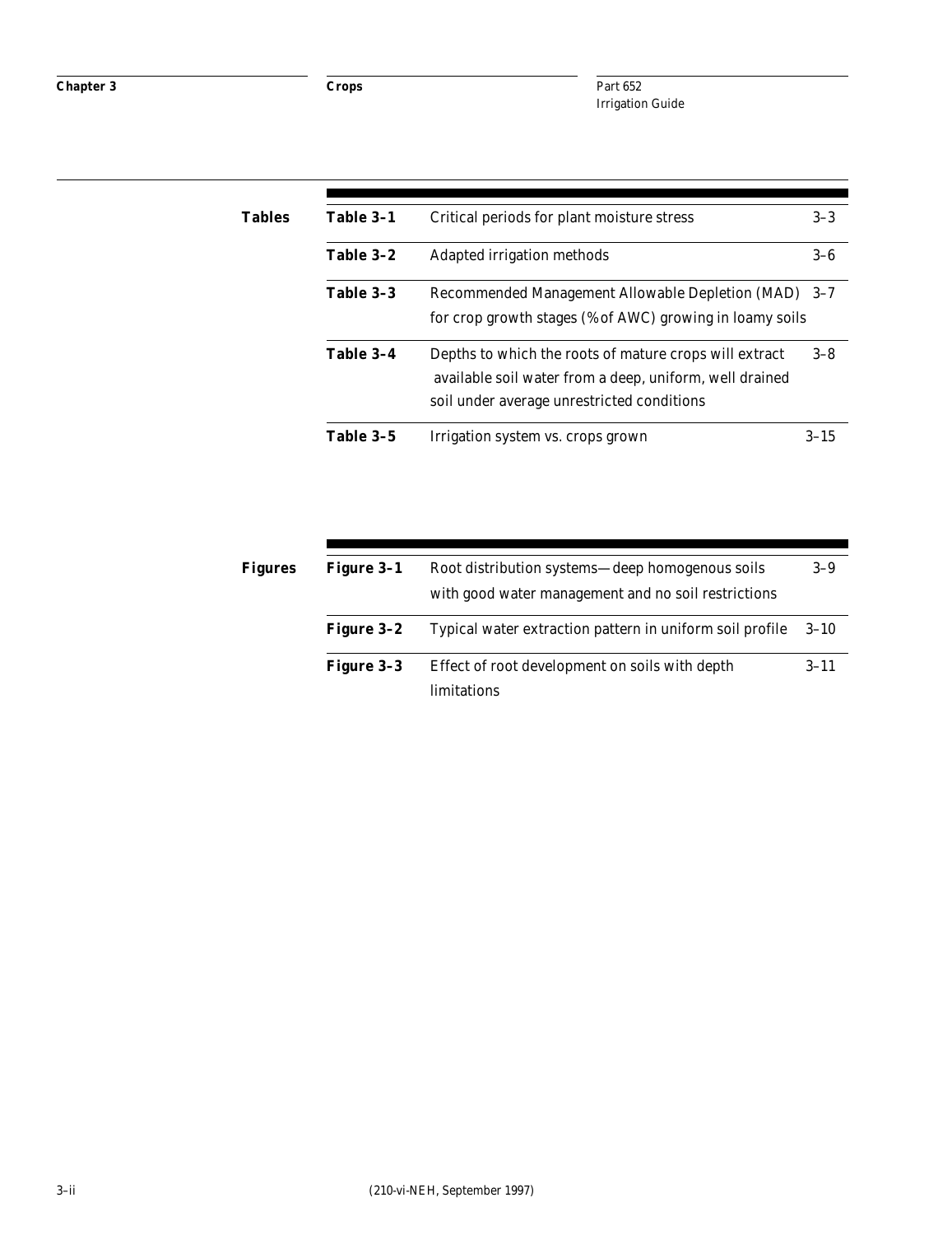## Tables

| | | |
|---|---|---|
| **Table 3–1** | Critical periods for plant moisture stress | 3–3 |
| **Table 3–2** | Adapted irrigation methods | 3–6 |
| **Table 3–3** | Recommended Management Allowable Depletion (MAD) for crop growth stages (% of AWC) growing in loamy soils | 3–7 |
| **Table 3–4** | Depths to which the roots of mature crops will extract available soil water from a deep, uniform, well drained soil under average unrestricted conditions | 3–8 |
| **Table 3–5** | Irrigation system vs. crops grown | 3–15 |

## Figures

| | | |
|---|---|---|
| **Figure 3–1** | Root distribution systems—deep homogenous soils with good water management and no soil restrictions | 3–9 |
| **Figure 3–2** | Typical water extraction pattern in uniform soil profile | 3–10 |
| **Figure 3–3** | Effect of root development on soils with depth limitations | 3–11 |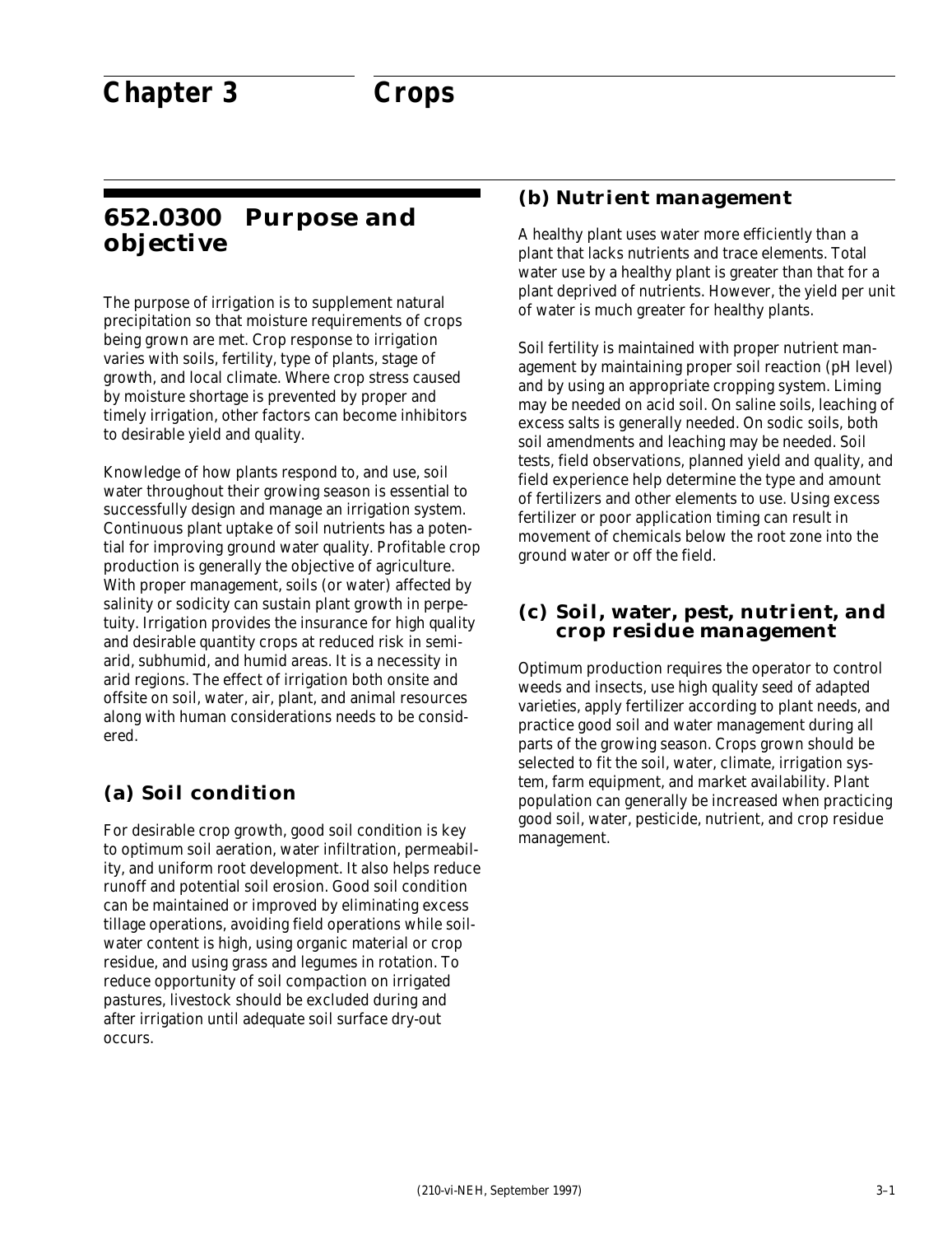# Chapter 3 Crops

## 652.0300 Purpose and objective

The purpose of irrigation is to supplement natural precipitation so that moisture requirements of crops being grown are met. Crop response to irrigation varies with soils, fertility, type of plants, stage of growth, and local climate. Where crop stress caused by moisture shortage is prevented by proper and timely irrigation, other factors can become inhibitors to desirable yield and quality.

Knowledge of how plants respond to, and use, soil water throughout their growing season is essential to successfully design and manage an irrigation system. Continuous plant uptake of soil nutrients has a potential for improving ground water quality. Profitable crop production is generally the objective of agriculture. With proper management, soils (or water) affected by salinity or sodicity can sustain plant growth in perpetuity. Irrigation provides the insurance for high quality and desirable quantity crops at reduced risk in semi-arid, subhumid, and humid areas. It is a necessity in arid regions. The effect of irrigation both onsite and offsite on soil, water, air, plant, and animal resources along with human considerations needs to be considered.

### (a) Soil condition

For desirable crop growth, good soil condition is key to optimum soil aeration, water infiltration, permeability, and uniform root development. It also helps reduce runoff and potential soil erosion. Good soil condition can be maintained or improved by eliminating excess tillage operations, avoiding field operations while soil-water content is high, using organic material or crop residue, and using grass and legumes in rotation. To reduce opportunity of soil compaction on irrigated pastures, livestock should be excluded during and after irrigation until adequate soil surface dry-out occurs.

### (b) Nutrient management

A healthy plant uses water more efficiently than a plant that lacks nutrients and trace elements. Total water use by a healthy plant is greater than that for a plant deprived of nutrients. However, the yield per unit of water is much greater for healthy plants.

Soil fertility is maintained with proper nutrient management by maintaining proper soil reaction (pH level) and by using an appropriate cropping system. Liming may be needed on acid soil. On saline soils, leaching of excess salts is generally needed. On sodic soils, both soil amendments and leaching may be needed. Soil tests, field observations, planned yield and quality, and field experience help determine the type and amount of fertilizers and other elements to use. Using excess fertilizer or poor application timing can result in movement of chemicals below the root zone into the ground water or off the field.

### (c) Soil, water, pest, nutrient, and crop residue management

Optimum production requires the operator to control weeds and insects, use high quality seed of adapted varieties, apply fertilizer according to plant needs, and practice good soil and water management during all parts of the growing season. Crops grown should be selected to fit the soil, water, climate, irrigation system, farm equipment, and market availability. Plant population can generally be increased when practicing good soil, water, pesticide, nutrient, and crop residue management.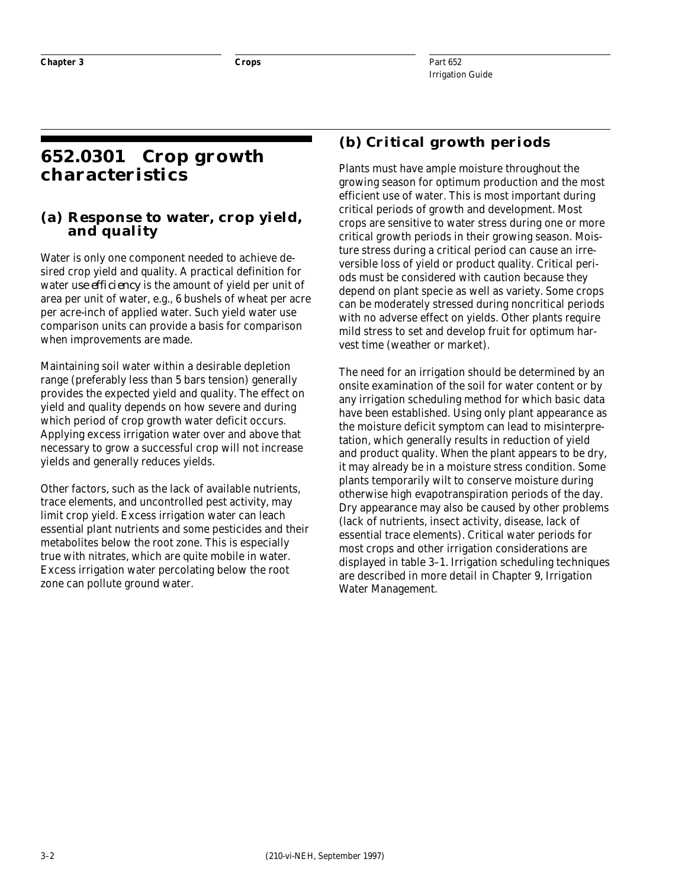# 652.0301 Crop growth characteristics

## (a) Response to water, crop yield, and quality

Water is only one component needed to achieve desired crop yield and quality. A practical definition for water *use efficiency* is the amount of yield per unit of area per unit of water, e.g., 6 bushels of wheat per acre per acre-inch of applied water. Such yield water use comparison units can provide a basis for comparison when improvements are made.

Maintaining soil water within a desirable depletion range (preferably less than 5 bars tension) generally provides the expected yield and quality. The effect on yield and quality depends on how severe and during which period of crop growth water deficit occurs. Applying excess irrigation water over and above that necessary to grow a successful crop will not increase yields and generally reduces yields.

Other factors, such as the lack of available nutrients, trace elements, and uncontrolled pest activity, may limit crop yield. Excess irrigation water can leach essential plant nutrients and some pesticides and their metabolites below the root zone. This is especially true with nitrates, which are quite mobile in water. Excess irrigation water percolating below the root zone can pollute ground water.

## (b) Critical growth periods

Plants must have ample moisture throughout the growing season for optimum production and the most efficient use of water. This is most important during critical periods of growth and development. Most crops are sensitive to water stress during one or more critical growth periods in their growing season. Moisture stress during a critical period can cause an irreversible loss of yield or product quality. Critical periods must be considered with caution because they depend on plant specie as well as variety. Some crops can be moderately stressed during noncritical periods with no adverse effect on yields. Other plants require mild stress to set and develop fruit for optimum harvest time (weather or market).

The need for an irrigation should be determined by an onsite examination of the soil for water content or by any irrigation scheduling method for which basic data have been established. Using only plant appearance as the moisture deficit symptom can lead to misinterpretation, which generally results in reduction of yield and product quality. When the plant appears to be dry, it may already be in a moisture stress condition. Some plants temporarily wilt to conserve moisture during otherwise high evapotranspiration periods of the day. Dry appearance may also be caused by other problems (lack of nutrients, insect activity, disease, lack of essential trace elements). Critical water periods for most crops and other irrigation considerations are displayed in table 3–1. Irrigation scheduling techniques are described in more detail in Chapter 9, Irrigation Water Management.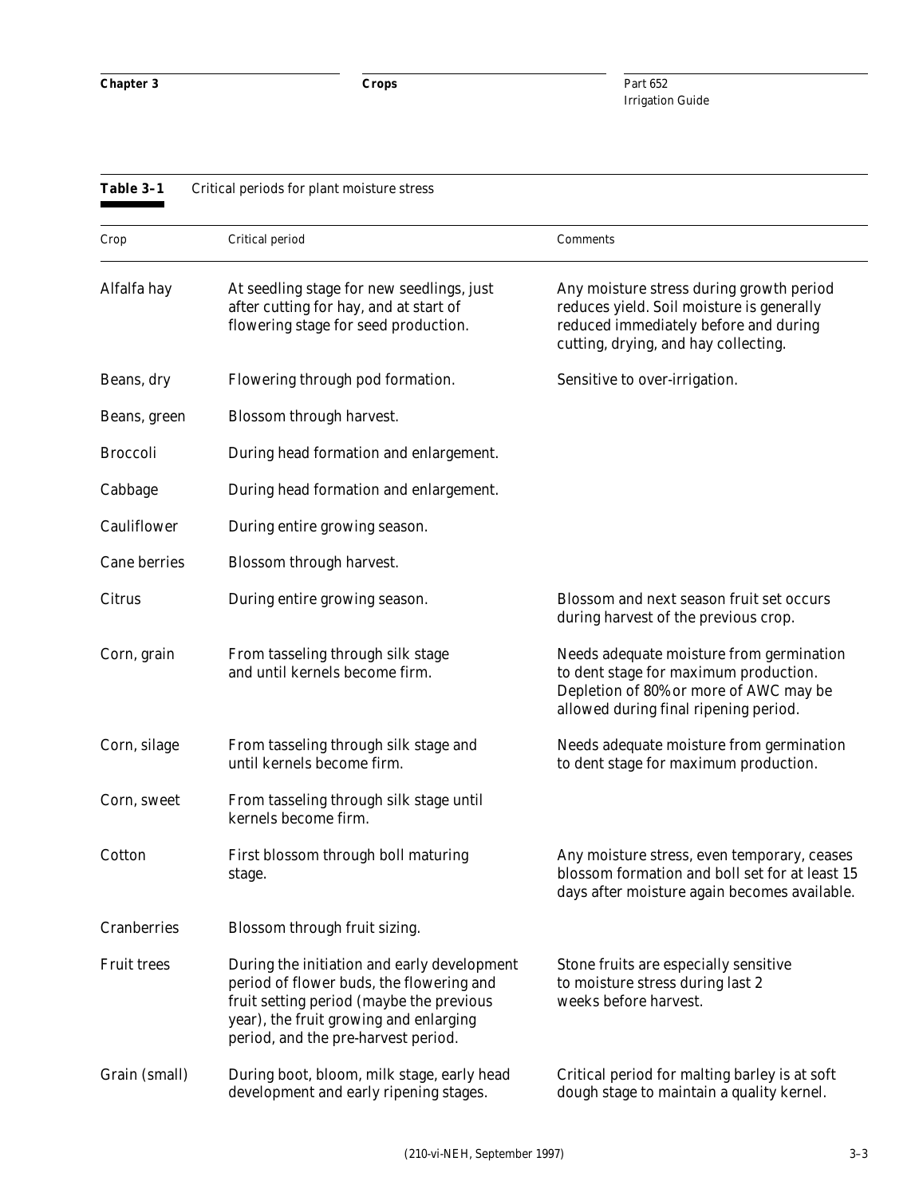**Table 3–1** Critical periods for plant moisture stress

| Crop | Critical period | Comments |
|---|---|---|
| Alfalfa hay | At seedling stage for new seedlings, just after cutting for hay, and at start of flowering stage for seed production. | Any moisture stress during growth period reduces yield. Soil moisture is generally reduced immediately before and during cutting, drying, and hay collecting. |
| Beans, dry | Flowering through pod formation. | Sensitive to over-irrigation. |
| Beans, green | Blossom through harvest. | |
| Broccoli | During head formation and enlargement. | |
| Cabbage | During head formation and enlargement. | |
| Cauliflower | During entire growing season. | |
| Cane berries | Blossom through harvest. | |
| Citrus | During entire growing season. | Blossom and next season fruit set occurs during harvest of the previous crop. |
| Corn, grain | From tasseling through silk stage and until kernels become firm. | Needs adequate moisture from germination to dent stage for maximum production. Depletion of 80% or more of AWC may be allowed during final ripening period. |
| Corn, silage | From tasseling through silk stage and until kernels become firm. | Needs adequate moisture from germination to dent stage for maximum production. |
| Corn, sweet | From tasseling through silk stage until kernels become firm. | |
| Cotton | First blossom through boll maturing stage. | Any moisture stress, even temporary, ceases blossom formation and boll set for at least 15 days after moisture again becomes available. |
| Cranberries | Blossom through fruit sizing. | |
| Fruit trees | During the initiation and early development period of flower buds, the flowering and fruit setting period (maybe the previous year), the fruit growing and enlarging period, and the pre-harvest period. | Stone fruits are especially sensitive to moisture stress during last 2 weeks before harvest. |
| Grain (small) | During boot, bloom, milk stage, early head development and early ripening stages. | Critical period for malting barley is at soft dough stage to maintain a quality kernel. |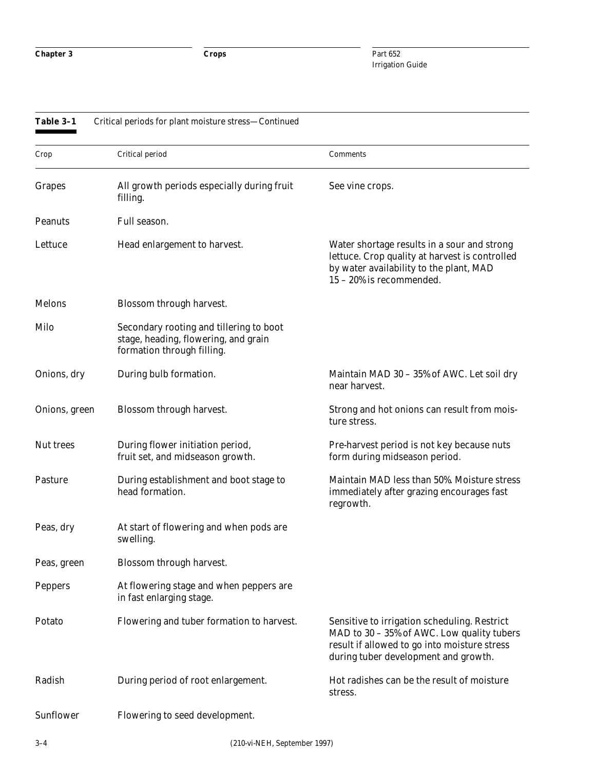**Table 3–1** Critical periods for plant moisture stress—Continued

| Crop | Critical period | Comments |
|---|---|---|
| Grapes | All growth periods especially during fruit filling. | See vine crops. |
| Peanuts | Full season. | |
| Lettuce | Head enlargement to harvest. | Water shortage results in a sour and strong lettuce. Crop quality at harvest is controlled by water availability to the plant, MAD 15 – 20% is recommended. |
| Melons | Blossom through harvest. | |
| Milo | Secondary rooting and tillering to boot stage, heading, flowering, and grain formation through filling. | |
| Onions, dry | During bulb formation. | Maintain MAD 30 – 35% of AWC. Let soil dry near harvest. |
| Onions, green | Blossom through harvest. | Strong and hot onions can result from moisture stress. |
| Nut trees | During flower initiation period, fruit set, and midseason growth. | Pre-harvest period is not key because nuts form during midseason period. |
| Pasture | During establishment and boot stage to head formation. | Maintain MAD less than 50%. Moisture stress immediately after grazing encourages fast regrowth. |
| Peas, dry | At start of flowering and when pods are swelling. | |
| Peas, green | Blossom through harvest. | |
| Peppers | At flowering stage and when peppers are in fast enlarging stage. | |
| Potato | Flowering and tuber formation to harvest. | Sensitive to irrigation scheduling. Restrict MAD to 30 – 35% of AWC. Low quality tubers result if allowed to go into moisture stress during tuber development and growth. |
| Radish | During period of root enlargement. | Hot radishes can be the result of moisture stress. |
| Sunflower | Flowering to seed development. | |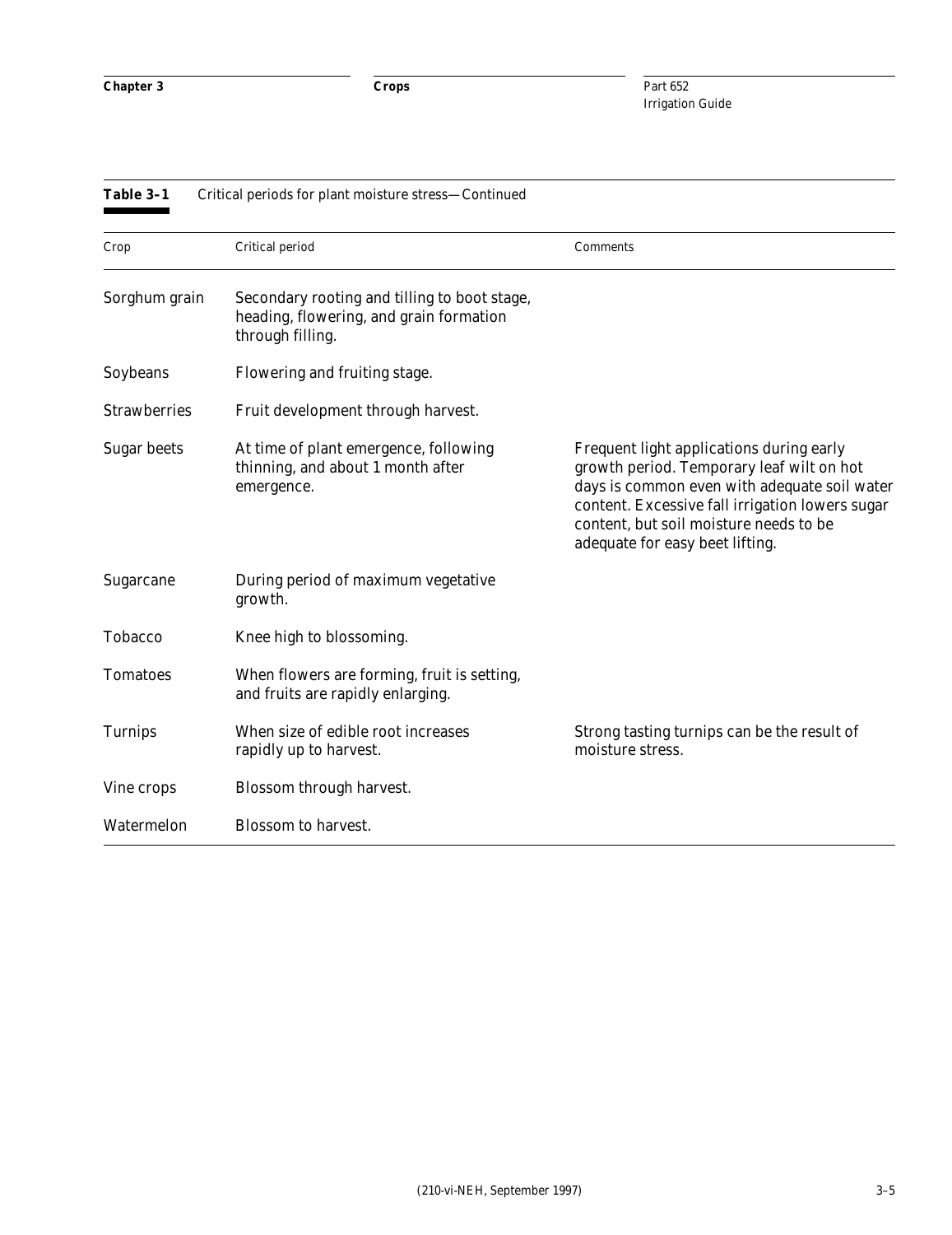**Table 3–1** Critical periods for plant moisture stress—Continued

| Crop | Critical period | Comments |
|---|---|---|
| Sorghum grain | Secondary rooting and tilling to boot stage, heading, flowering, and grain formation through filling. | |
| Soybeans | Flowering and fruiting stage. | |
| Strawberries | Fruit development through harvest. | |
| Sugar beets | At time of plant emergence, following thinning, and about 1 month after emergence. | Frequent light applications during early growth period. Temporary leaf wilt on hot days is common even with adequate soil water content. Excessive fall irrigation lowers sugar content, but soil moisture needs to be adequate for easy beet lifting. |
| Sugarcane | During period of maximum vegetative growth. | |
| Tobacco | Knee high to blossoming. | |
| Tomatoes | When flowers are forming, fruit is setting, and fruits are rapidly enlarging. | |
| Turnips | When size of edible root increases rapidly up to harvest. | Strong tasting turnips can be the result of moisture stress. |
| Vine crops | Blossom through harvest. | |
| Watermelon | Blossom to harvest. | |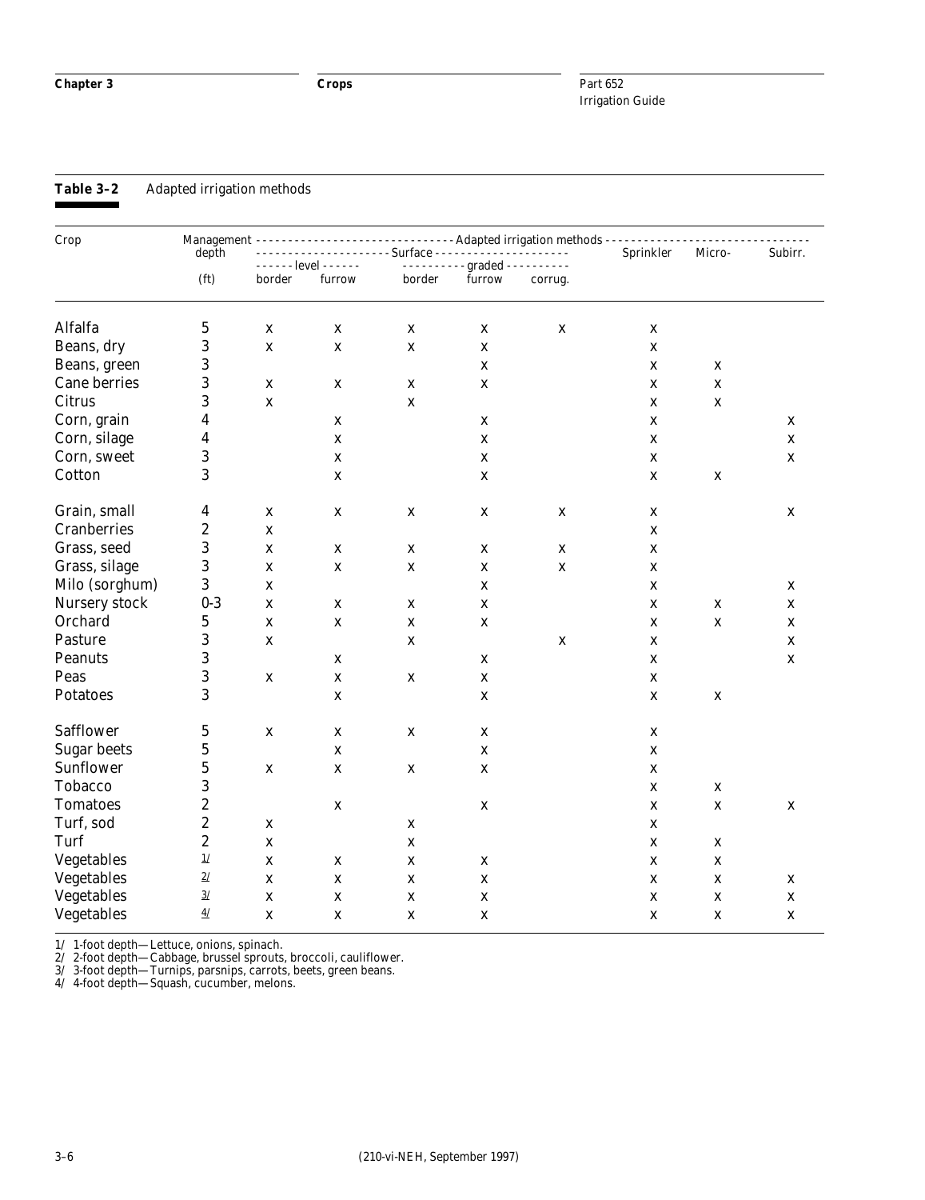**Table 3–2** Adapted irrigation methods

| Crop | Management depth | Adapted irrigation methods | | | | | | | |
|---|---|---|---|---|---|---|---|---|---|
| | | Surface | | | | | Sprinkler | Micro- | Subirr. |
| | | level | | graded | | | | | |
| | (ft) | border | furrow | border | furrow | corrug. | | | |
| Alfalfa | 5 | x | x | x | x | x | x | | |
| Beans, dry | 3 | x | x | x | x | | x | | |
| Beans, green | 3 | | | | x | | x | x | |
| Cane berries | 3 | x | x | x | x | | x | x | |
| Citrus | 3 | x | | x | | | x | x | |
| Corn, grain | 4 | | x | | x | | x | | x |
| Corn, silage | 4 | | x | | x | | x | | x |
| Corn, sweet | 3 | | x | | x | | x | | x |
| Cotton | 3 | | x | | x | | x | x | |
| Grain, small | 4 | x | x | x | x | x | x | | x |
| Cranberries | 2 | x | | | | | x | | |
| Grass, seed | 3 | x | x | x | x | x | x | | |
| Grass, silage | 3 | x | x | x | x | x | x | | |
| Milo (sorghum) | 3 | x | | | x | | x | | x |
| Nursery stock | 0-3 | x | x | x | x | | x | x | x |
| Orchard | 5 | x | x | x | x | | x | x | x |
| Pasture | 3 | x | | x | | x | x | | x |
| Peanuts | 3 | | x | | x | | x | | x |
| Peas | 3 | x | x | x | x | | x | | |
| Potatoes | 3 | | x | | x | | x | x | |
| Safflower | 5 | x | x | x | x | | x | | |
| Sugar beets | 5 | | x | | x | | x | | |
| Sunflower | 5 | x | x | x | x | | x | | |
| Tobacco | 3 | | | | | | x | x | |
| Tomatoes | 2 | | x | | x | | x | x | x |
| Turf, sod | 2 | x | | x | | | x | | |
| Turf | 2 | x | | x | | | x | x | |
| Vegetables | 1/ | x | x | x | x | | x | x | |
| Vegetables | 2/ | x | x | x | x | | x | x | x |
| Vegetables | 3/ | x | x | x | x | | x | x | x |
| Vegetables | 4/ | x | x | x | x | | x | x | x |

1/ 1-foot depth—Lettuce, onions, spinach.
2/ 2-foot depth—Cabbage, brussel sprouts, broccoli, cauliflower.
3/ 3-foot depth—Turnips, parsnips, carrots, beets, green beans.
4/ 4-foot depth—Squash, cucumber, melons.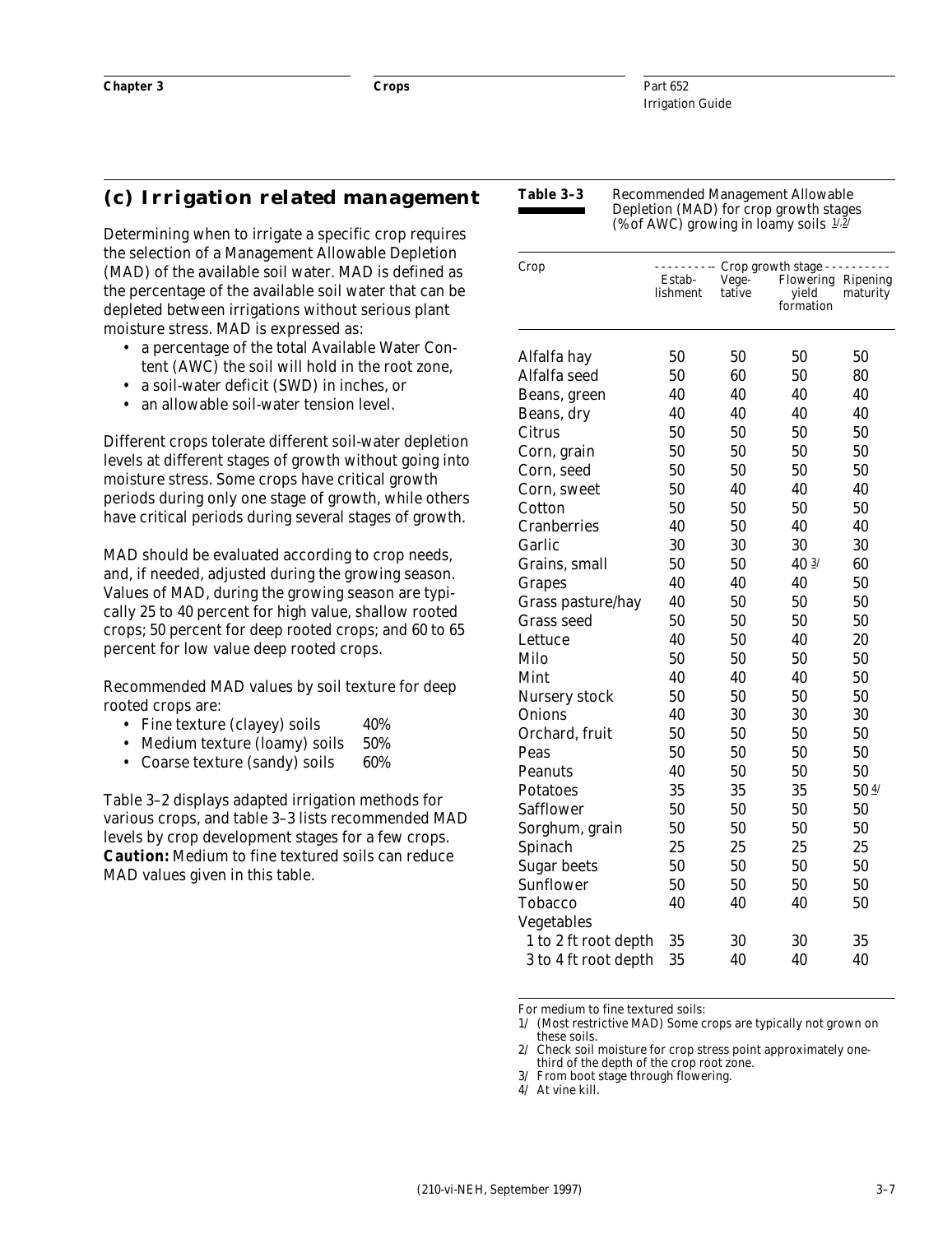## (c) Irrigation related management

Determining when to irrigate a specific crop requires the selection of a Management Allowable Depletion (MAD) of the available soil water. MAD is defined as the percentage of the available soil water that can be depleted between irrigations without serious plant moisture stress. MAD is expressed as:

- a percentage of the total Available Water Content (AWC) the soil will hold in the root zone,
- a soil-water deficit (SWD) in inches, or
- an allowable soil-water tension level.

Different crops tolerate different soil-water depletion levels at different stages of growth without going into moisture stress. Some crops have critical growth periods during only one stage of growth, while others have critical periods during several stages of growth.

MAD should be evaluated according to crop needs, and, if needed, adjusted during the growing season. Values of MAD, during the growing season are typically 25 to 40 percent for high value, shallow rooted crops; 50 percent for deep rooted crops; and 60 to 65 percent for low value deep rooted crops.

Recommended MAD values by soil texture for deep rooted crops are:

- Fine texture (clayey) soils 40%
- Medium texture (loamy) soils 50%
- Coarse texture (sandy) soils 60%

Table 3–2 displays adapted irrigation methods for various crops, and table 3–3 lists recommended MAD levels by crop development stages for a few crops. **Caution:** Medium to fine textured soils can reduce MAD values given in this table.

**Table 3–3** Recommended Management Allowable Depletion (MAD) for crop growth stages (% of AWC) growing in loamy soils [1/,2/]

| Crop | Crop growth stage | | | |
|---|---|---|---|---|
| | Establishment | Vegetative | Flowering yield formation | Ripening maturity |
| Alfalfa hay | 50 | 50 | 50 | 50 |
| Alfalfa seed | 50 | 60 | 50 | 80 |
| Beans, green | 40 | 40 | 40 | 40 |
| Beans, dry | 40 | 40 | 40 | 40 |
| Citrus | 50 | 50 | 50 | 50 |
| Corn, grain | 50 | 50 | 50 | 50 |
| Corn, seed | 50 | 50 | 50 | 50 |
| Corn, sweet | 50 | 40 | 40 | 40 |
| Cotton | 50 | 50 | 50 | 50 |
| Cranberries | 40 | 50 | 40 | 40 |
| Garlic | 30 | 30 | 30 | 30 |
| Grains, small | 50 | 50 | 40 [3/] | 60 |
| Grapes | 40 | 40 | 40 | 50 |
| Grass pasture/hay | 40 | 50 | 50 | 50 |
| Grass seed | 50 | 50 | 50 | 50 |
| Lettuce | 40 | 50 | 40 | 20 |
| Milo | 50 | 50 | 50 | 50 |
| Mint | 40 | 40 | 40 | 50 |
| Nursery stock | 50 | 50 | 50 | 50 |
| Onions | 40 | 30 | 30 | 30 |
| Orchard, fruit | 50 | 50 | 50 | 50 |
| Peas | 50 | 50 | 50 | 50 |
| Peanuts | 40 | 50 | 50 | 50 |
| Potatoes | 35 | 35 | 35 | 50 [4/] |
| Safflower | 50 | 50 | 50 | 50 |
| Sorghum, grain | 50 | 50 | 50 | 50 |
| Spinach | 25 | 25 | 25 | 25 |
| Sugar beets | 50 | 50 | 50 | 50 |
| Sunflower | 50 | 50 | 50 | 50 |
| Tobacco | 40 | 40 | 40 | 50 |
| Vegetables | | | | |
| 1 to 2 ft root depth | 35 | 30 | 30 | 35 |
| 3 to 4 ft root depth | 35 | 40 | 40 | 40 |

For medium to fine textured soils:

1/ (Most restrictive MAD) Some crops are typically not grown on these soils.

2/ Check soil moisture for crop stress point approximately one-third of the depth of the crop root zone.

3/ From boot stage through flowering.

4/ At vine kill.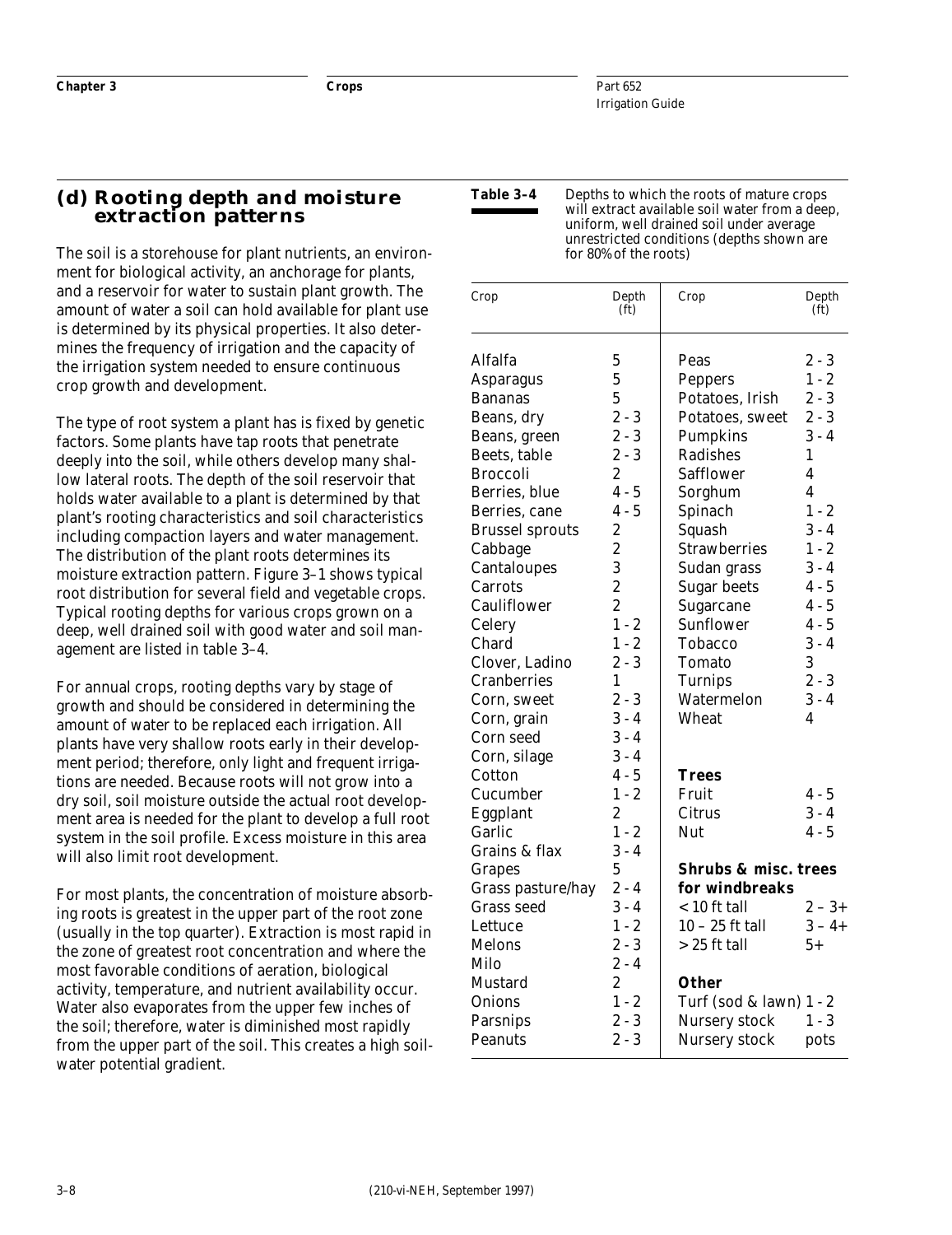## (d) Rooting depth and moisture extraction patterns

The soil is a storehouse for plant nutrients, an environment for biological activity, an anchorage for plants, and a reservoir for water to sustain plant growth. The amount of water a soil can hold available for plant use is determined by its physical properties. It also determines the frequency of irrigation and the capacity of the irrigation system needed to ensure continuous crop growth and development.

The type of root system a plant has is fixed by genetic factors. Some plants have tap roots that penetrate deeply into the soil, while others develop many shallow lateral roots. The depth of the soil reservoir that holds water available to a plant is determined by that plant's rooting characteristics and soil characteristics including compaction layers and water management. The distribution of the plant roots determines its moisture extraction pattern. Figure 3–1 shows typical root distribution for several field and vegetable crops. Typical rooting depths for various crops grown on a deep, well drained soil with good water and soil management are listed in table 3–4.

For annual crops, rooting depths vary by stage of growth and should be considered in determining the amount of water to be replaced each irrigation. All plants have very shallow roots early in their development period; therefore, only light and frequent irrigations are needed. Because roots will not grow into a dry soil, soil moisture outside the actual root development area is needed for the plant to develop a full root system in the soil profile. Excess moisture in this area will also limit root development.

For most plants, the concentration of moisture absorbing roots is greatest in the upper part of the root zone (usually in the top quarter). Extraction is most rapid in the zone of greatest root concentration and where the most favorable conditions of aeration, biological activity, temperature, and nutrient availability occur. Water also evaporates from the upper few inches of the soil; therefore, water is diminished most rapidly from the upper part of the soil. This creates a high soil-water potential gradient.

**Table 3–4** Depths to which the roots of mature crops will extract available soil water from a deep, uniform, well drained soil under average unrestricted conditions (depths shown are for 80% of the roots)

| Crop | Depth (ft) | Crop | Depth (ft) |
|---|---|---|---|
| Alfalfa | 5 | Peas | 2 - 3 |
| Asparagus | 5 | Peppers | 1 - 2 |
| Bananas | 5 | Potatoes, Irish | 2 - 3 |
| Beans, dry | 2 - 3 | Potatoes, sweet | 2 - 3 |
| Beans, green | 2 - 3 | Pumpkins | 3 - 4 |
| Beets, table | 2 - 3 | Radishes | 1 |
| Broccoli | 2 | Safflower | 4 |
| Berries, blue | 4 - 5 | Sorghum | 4 |
| Berries, cane | 4 - 5 | Spinach | 1 - 2 |
| Brussel sprouts | 2 | Squash | 3 - 4 |
| Cabbage | 2 | Strawberries | 1 - 2 |
| Cantaloupes | 3 | Sudan grass | 3 - 4 |
| Carrots | 2 | Sugar beets | 4 - 5 |
| Cauliflower | 2 | Sugarcane | 4 - 5 |
| Celery | 1 - 2 | Sunflower | 4 - 5 |
| Chard | 1 - 2 | Tobacco | 3 - 4 |
| Clover, Ladino | 2 - 3 | Tomato | 3 |
| Cranberries | 1 | Turnips | 2 - 3 |
| Corn, sweet | 2 - 3 | Watermelon | 3 - 4 |
| Corn, grain | 3 - 4 | Wheat | 4 |
| Corn seed | 3 - 4 | | |
| Corn, silage | 3 - 4 | | |
| Cotton | 4 - 5 | **Trees** | |
| Cucumber | 1 - 2 | Fruit | 4 - 5 |
| Eggplant | 2 | Citrus | 3 - 4 |
| Garlic | 1 - 2 | Nut | 4 - 5 |
| Grains & flax | 3 - 4 | | |
| Grapes | 5 | **Shrubs & misc. trees for windbreaks** | |
| Grass pasture/hay | 2 - 4 | | |
| Grass seed | 3 - 4 | < 10 ft tall | 2 – 3+ |
| Lettuce | 1 - 2 | 10 – 25 ft tall | 3 – 4+ |
| Melons | 2 - 3 | > 25 ft tall | 5+ |
| Milo | 2 - 4 | | |
| Mustard | 2 | **Other** | |
| Onions | 1 - 2 | Turf (sod & lawn) | 1 - 2 |
| Parsnips | 2 - 3 | Nursery stock | 1 - 3 |
| Peanuts | 2 - 3 | Nursery stock | pots |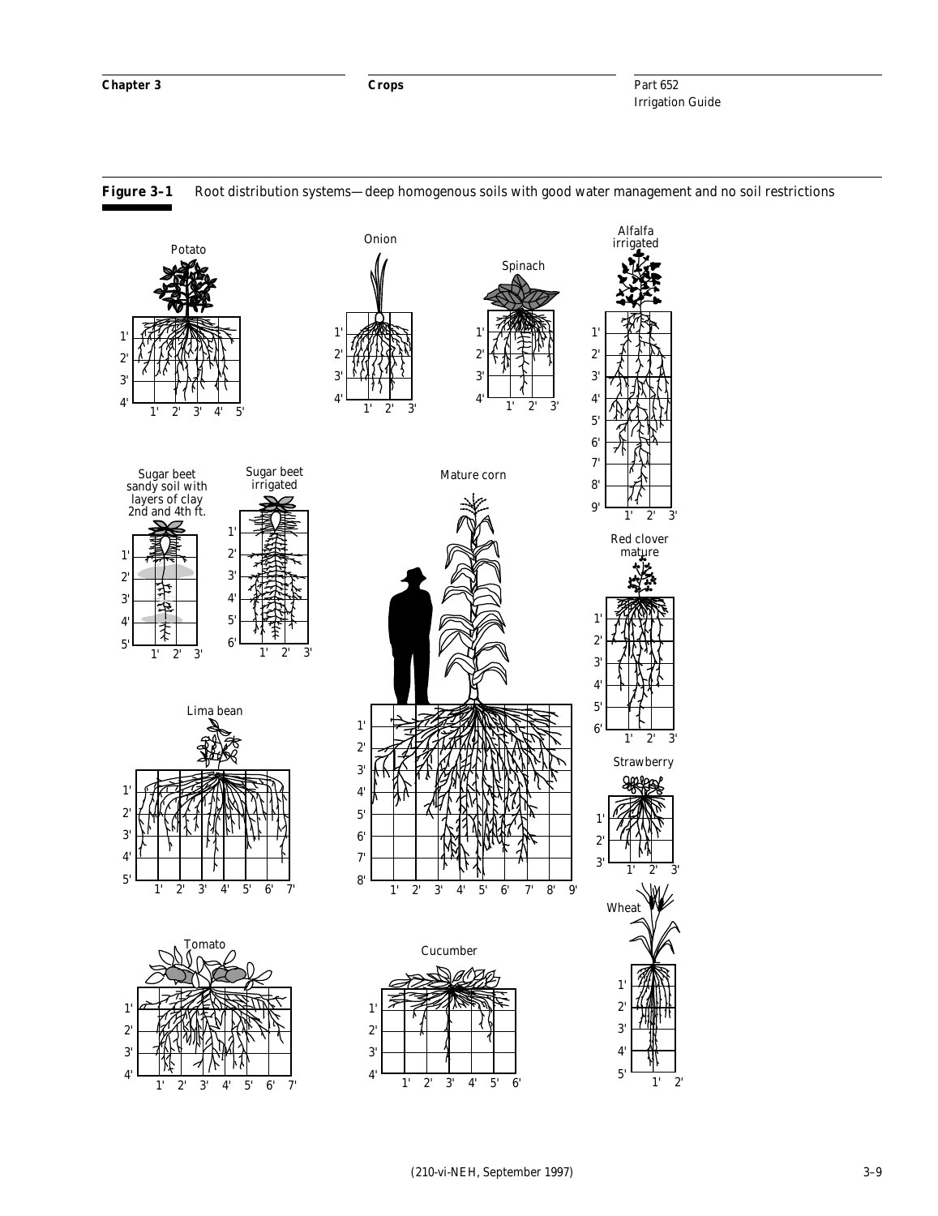**Figure 3–1** Root distribution systems—deep homogenous soils with good water management and no soil restrictions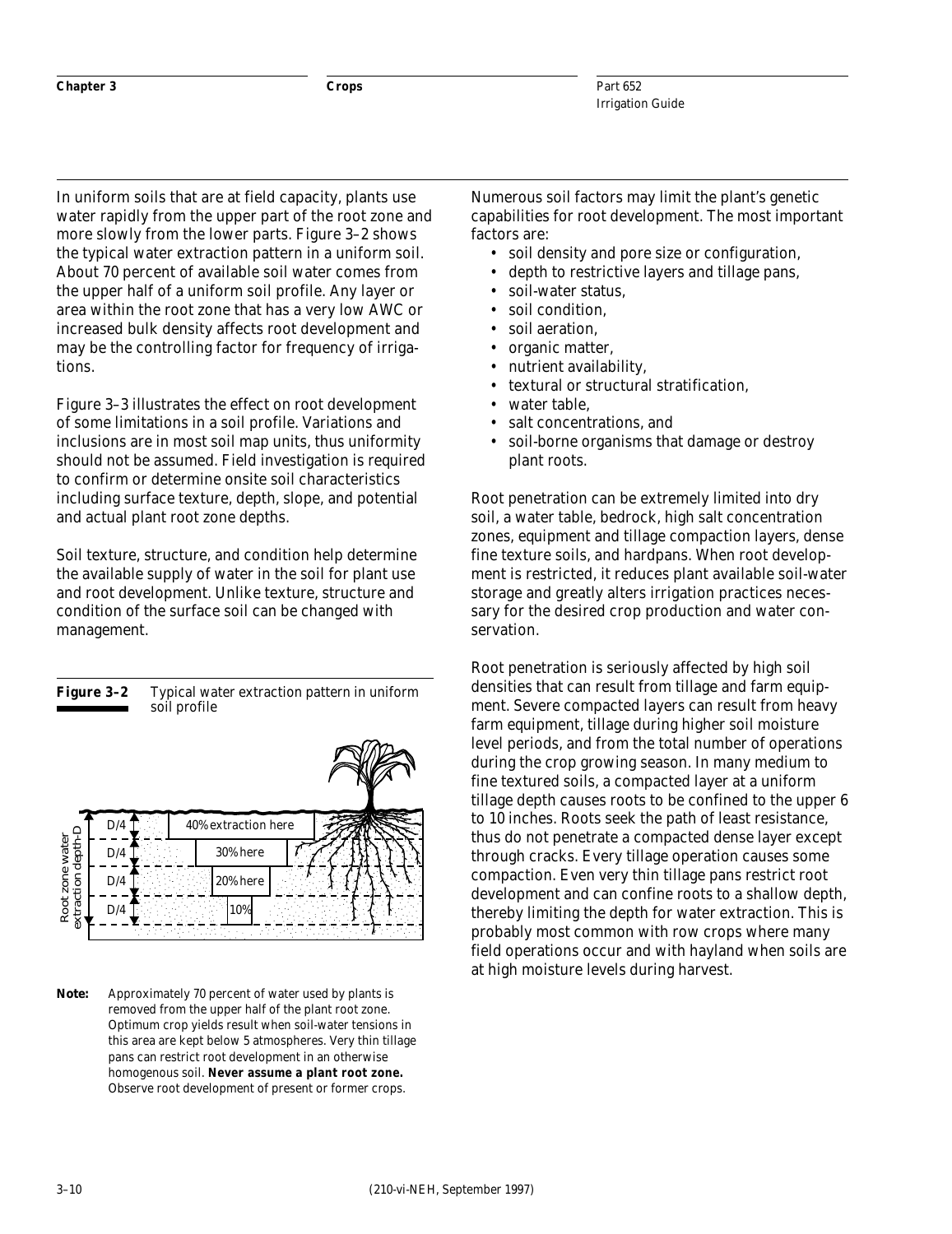In uniform soils that are at field capacity, plants use water rapidly from the upper part of the root zone and more slowly from the lower parts. Figure 3–2 shows the typical water extraction pattern in a uniform soil. About 70 percent of available soil water comes from the upper half of a uniform soil profile. Any layer or area within the root zone that has a very low AWC or increased bulk density affects root development and may be the controlling factor for frequency of irrigations.

Figure 3–3 illustrates the effect on root development of some limitations in a soil profile. Variations and inclusions are in most soil map units, thus uniformity should not be assumed. Field investigation is required to confirm or determine onsite soil characteristics including surface texture, depth, slope, and potential and actual plant root zone depths.

Soil texture, structure, and condition help determine the available supply of water in the soil for plant use and root development. Unlike texture, structure and condition of the surface soil can be changed with management.

**Figure 3–2** Typical water extraction pattern in uniform soil profile

| Root zone water extraction depth-D | |
|---|---|
| D/4 | 40% extraction here |
| D/4 | 30% here |
| D/4 | 20% here |
| D/4 | 10% |

**Note:** Approximately 70 percent of water used by plants is removed from the upper half of the plant root zone. Optimum crop yields result when soil-water tensions in this area are kept below 5 atmospheres. Very thin tillage pans can restrict root development in an otherwise homogenous soil. **Never assume a plant root zone.** Observe root development of present or former crops.

Numerous soil factors may limit the plant's genetic capabilities for root development. The most important factors are:

- soil density and pore size or configuration,
- depth to restrictive layers and tillage pans,
- soil-water status,
- soil condition,
- soil aeration,
- organic matter,
- nutrient availability,
- textural or structural stratification,
- water table,
- salt concentrations, and
- soil-borne organisms that damage or destroy plant roots.

Root penetration can be extremely limited into dry soil, a water table, bedrock, high salt concentration zones, equipment and tillage compaction layers, dense fine texture soils, and hardpans. When root development is restricted, it reduces plant available soil-water storage and greatly alters irrigation practices necessary for the desired crop production and water conservation.

Root penetration is seriously affected by high soil densities that can result from tillage and farm equipment. Severe compacted layers can result from heavy farm equipment, tillage during higher soil moisture level periods, and from the total number of operations during the crop growing season. In many medium to fine textured soils, a compacted layer at a uniform tillage depth causes roots to be confined to the upper 6 to 10 inches. Roots seek the path of least resistance, thus do not penetrate a compacted dense layer except through cracks. Every tillage operation causes some compaction. Even very thin tillage pans restrict root development and can confine roots to a shallow depth, thereby limiting the depth for water extraction. This is probably most common with row crops where many field operations occur and with hayland when soils are at high moisture levels during harvest.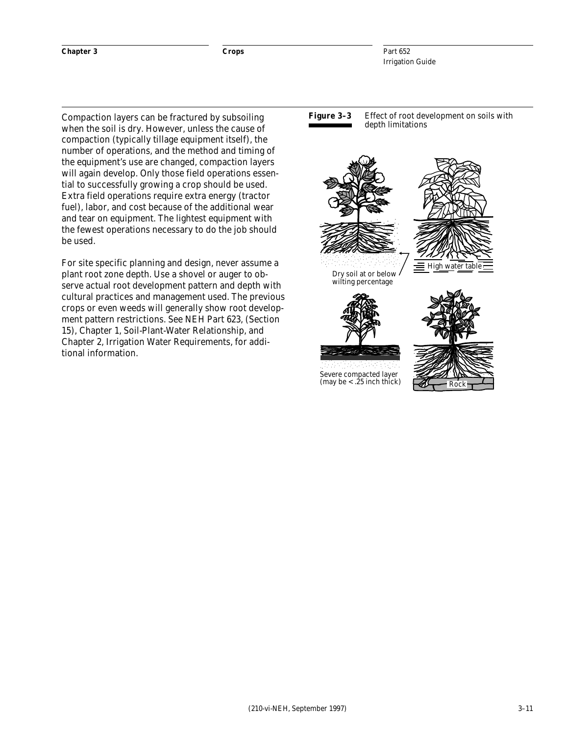Compaction layers can be fractured by subsoiling when the soil is dry. However, unless the cause of compaction (typically tillage equipment itself), the number of operations, and the method and timing of the equipment's use are changed, compaction layers will again develop. Only those field operations essential to successfully growing a crop should be used. Extra field operations require extra energy (tractor fuel), labor, and cost because of the additional wear and tear on equipment. The lightest equipment with the fewest operations necessary to do the job should be used.

For site specific planning and design, never assume a plant root zone depth. Use a shovel or auger to observe actual root development pattern and depth with cultural practices and management used. The previous crops or even weeds will generally show root development pattern restrictions. See NEH Part 623, (Section 15), Chapter 1, Soil-Plant-Water Relationship, and Chapter 2, Irrigation Water Requirements, for additional information.

**Figure 3–3** Effect of root development on soils with depth limitations

Dry soil at or below wilting percentage

High water table

Severe compacted layer (may be < .25 inch thick)

Rock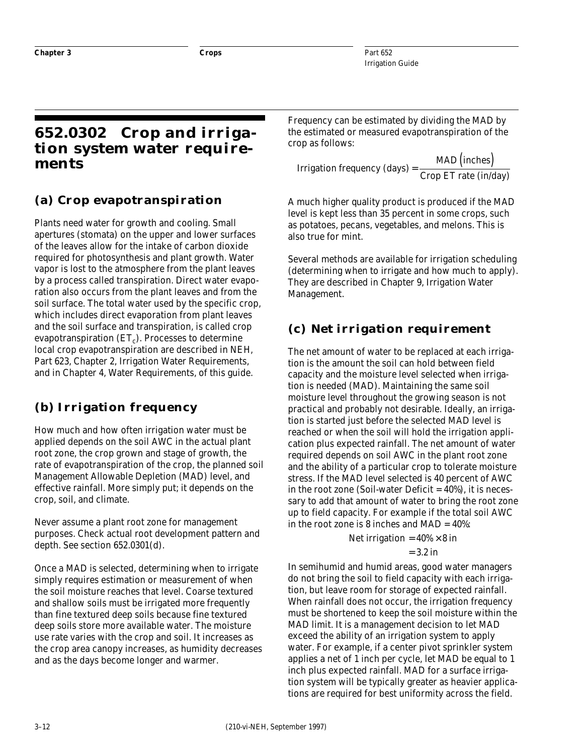## 652.0302 Crop and irrigation system water requirements

### (a) Crop evapotranspiration

Plants need water for growth and cooling. Small apertures (stomata) on the upper and lower surfaces of the leaves allow for the intake of carbon dioxide required for photosynthesis and plant growth. Water vapor is lost to the atmosphere from the plant leaves by a process called transpiration. Direct water evaporation also occurs from the plant leaves and from the soil surface. The total water used by the specific crop, which includes direct evaporation from plant leaves and the soil surface and transpiration, is called crop evapotranspiration ($ET_c$). Processes to determine local crop evapotranspiration are described in NEH, Part 623, Chapter 2, Irrigation Water Requirements, and in Chapter 4, Water Requirements, of this guide.

### (b) Irrigation frequency

How much and how often irrigation water must be applied depends on the soil AWC in the actual plant root zone, the crop grown and stage of growth, the rate of evapotranspiration of the crop, the planned soil Management Allowable Depletion (MAD) level, and effective rainfall. More simply put; it depends on the crop, soil, and climate.

Never assume a plant root zone for management purposes. Check actual root development pattern and depth. See section 652.0301(d).

Once a MAD is selected, determining when to irrigate simply requires estimation or measurement of when the soil moisture reaches that level. Coarse textured and shallow soils must be irrigated more frequently than fine textured deep soils because fine textured deep soils store more available water. The moisture use rate varies with the crop and soil. It increases as the crop area canopy increases, as humidity decreases and as the days become longer and warmer.

Frequency can be estimated by dividing the MAD by the estimated or measured evapotranspiration of the crop as follows:

$$\text{Irrigation frequency (days)} = \frac{\text{MAD (inches)}}{\text{Crop ET rate (in/day)}}$$

A much higher quality product is produced if the MAD level is kept less than 35 percent in some crops, such as potatoes, pecans, vegetables, and melons. This is also true for mint.

Several methods are available for irrigation scheduling (determining when to irrigate and how much to apply). They are described in Chapter 9, Irrigation Water Management.

### (c) Net irrigation requirement

The net amount of water to be replaced at each irrigation is the amount the soil can hold between field capacity and the moisture level selected when irrigation is needed (MAD). Maintaining the same soil moisture level throughout the growing season is not practical and probably not desirable. Ideally, an irrigation is started just before the selected MAD level is reached or when the soil will hold the irrigation application plus expected rainfall. The net amount of water required depends on soil AWC in the plant root zone and the ability of a particular crop to tolerate moisture stress. If the MAD level selected is 40 percent of AWC in the root zone (Soil-water Deficit = 40%), it is necessary to add that amount of water to bring the root zone up to field capacity. For example if the total soil AWC in the root zone is 8 inches and MAD = 40%:

$$\begin{aligned}\text{Net irrigation} &= 40\% \times 8 \text{ in} \\ &= 3.2 \text{ in}\end{aligned}$$

In semihumid and humid areas, good water managers do not bring the soil to field capacity with each irrigation, but leave room for storage of expected rainfall. When rainfall does not occur, the irrigation frequency must be shortened to keep the soil moisture within the MAD limit. It is a management decision to let MAD exceed the ability of an irrigation system to apply water. For example, if a center pivot sprinkler system applies a net of 1 inch per cycle, let MAD be equal to 1 inch plus expected rainfall. MAD for a surface irrigation system will be typically greater as heavier applications are required for best uniformity across the field.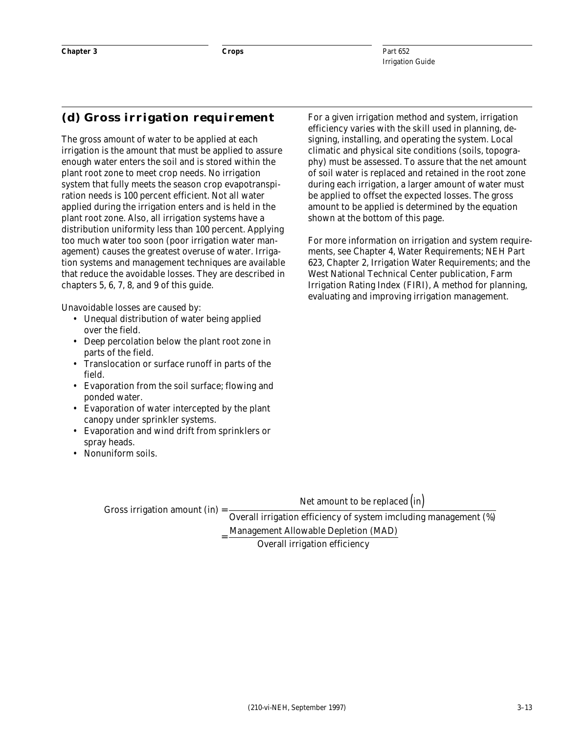## (d) Gross irrigation requirement

The gross amount of water to be applied at each irrigation is the amount that must be applied to assure enough water enters the soil and is stored within the plant root zone to meet crop needs. No irrigation system that fully meets the season crop evapotranspiration needs is 100 percent efficient. Not all water applied during the irrigation enters and is held in the plant root zone. Also, all irrigation systems have a distribution uniformity less than 100 percent. Applying too much water too soon (poor irrigation water management) causes the greatest overuse of water. Irrigation systems and management techniques are available that reduce the avoidable losses. They are described in chapters 5, 6, 7, 8, and 9 of this guide.

Unavoidable losses are caused by:

- Unequal distribution of water being applied over the field.
- Deep percolation below the plant root zone in parts of the field.
- Translocation or surface runoff in parts of the field.
- Evaporation from the soil surface; flowing and ponded water.
- Evaporation of water intercepted by the plant canopy under sprinkler systems.
- Evaporation and wind drift from sprinklers or spray heads.
- Nonuniform soils.

For a given irrigation method and system, irrigation efficiency varies with the skill used in planning, designing, installing, and operating the system. Local climatic and physical site conditions (soils, topography) must be assessed. To assure that the net amount of soil water is replaced and retained in the root zone during each irrigation, a larger amount of water must be applied to offset the expected losses. The gross amount to be applied is determined by the equation shown at the bottom of this page.

For more information on irrigation and system requirements, see Chapter 4, Water Requirements; NEH Part 623, Chapter 2, Irrigation Water Requirements; and the West National Technical Center publication, Farm Irrigation Rating Index (FIRI), A method for planning, evaluating and improving irrigation management.

$$\text{Gross irrigation amount (in)} = \frac{\text{Net amount to be replaced (in)}}{\text{Overall irrigation efficiency of system imcluding management (\%)}}$$

$$= \frac{\text{Management Allowable Depletion (MAD)}}{\text{Overall irrigation efficiency}}$$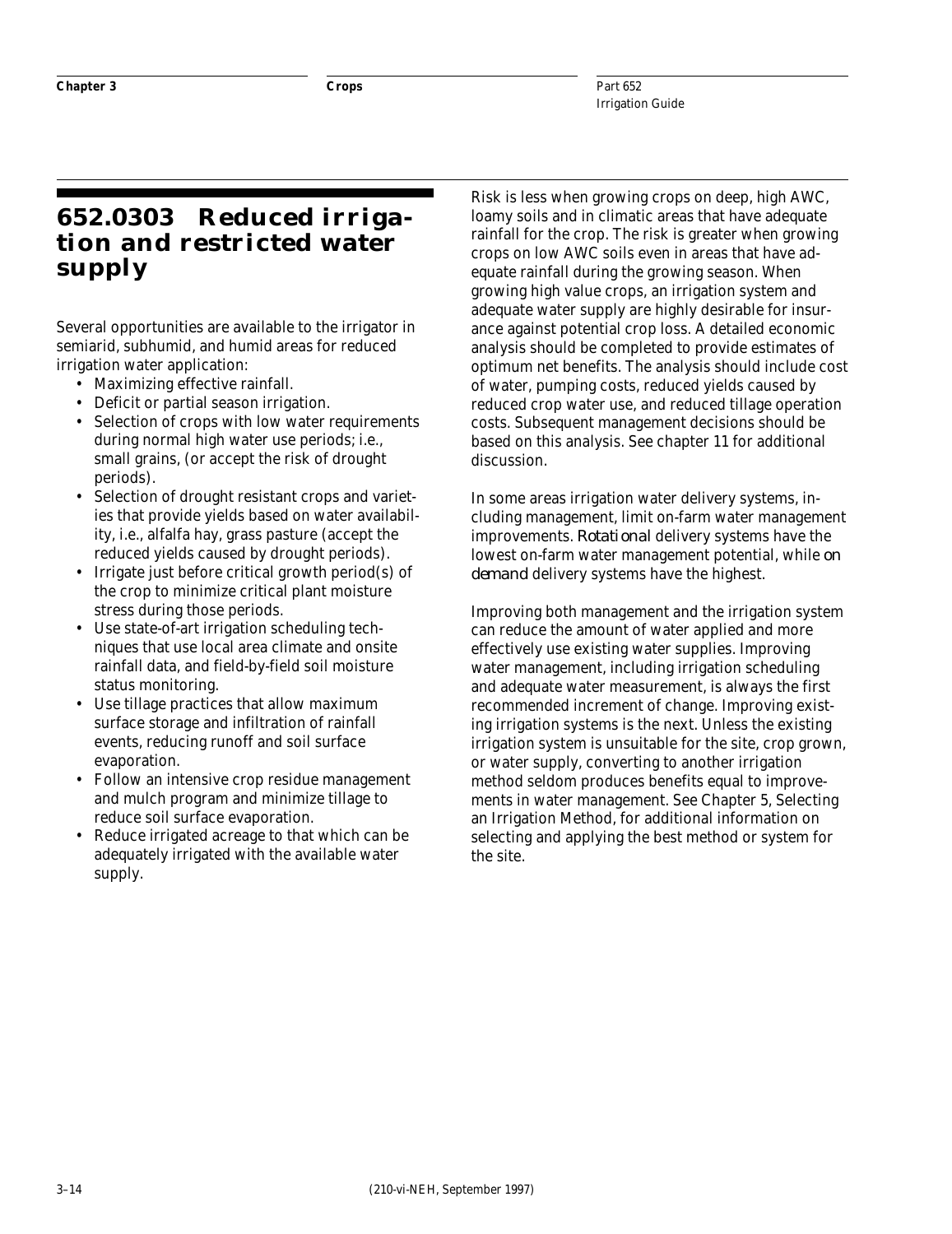## 652.0303 Reduced irrigation and restricted water supply

Several opportunities are available to the irrigator in semiarid, subhumid, and humid areas for reduced irrigation water application:

- Maximizing effective rainfall.
- Deficit or partial season irrigation.
- Selection of crops with low water requirements during normal high water use periods; i.e., small grains, (or accept the risk of drought periods).
- Selection of drought resistant crops and varieties that provide yields based on water availability, i.e., alfalfa hay, grass pasture (accept the reduced yields caused by drought periods).
- Irrigate just before critical growth period(s) of the crop to minimize critical plant moisture stress during those periods.
- Use state-of-art irrigation scheduling techniques that use local area climate and onsite rainfall data, and field-by-field soil moisture status monitoring.
- Use tillage practices that allow maximum surface storage and infiltration of rainfall events, reducing runoff and soil surface evaporation.
- Follow an intensive crop residue management and mulch program and minimize tillage to reduce soil surface evaporation.
- Reduce irrigated acreage to that which can be adequately irrigated with the available water supply.

Risk is less when growing crops on deep, high AWC, loamy soils and in climatic areas that have adequate rainfall for the crop. The risk is greater when growing crops on low AWC soils even in areas that have adequate rainfall during the growing season. When growing high value crops, an irrigation system and adequate water supply are highly desirable for insurance against potential crop loss. A detailed economic analysis should be completed to provide estimates of optimum net benefits. The analysis should include cost of water, pumping costs, reduced yields caused by reduced crop water use, and reduced tillage operation costs. Subsequent management decisions should be based on this analysis. See chapter 11 for additional discussion.

In some areas irrigation water delivery systems, including management, limit on-farm water management improvements. *Rotational* delivery systems have the lowest on-farm water management potential, while *on demand* delivery systems have the highest.

Improving both management and the irrigation system can reduce the amount of water applied and more effectively use existing water supplies. Improving water management, including irrigation scheduling and adequate water measurement, is always the first recommended increment of change. Improving existing irrigation systems is the next. Unless the existing irrigation system is unsuitable for the site, crop grown, or water supply, converting to another irrigation method seldom produces benefits equal to improvements in water management. See Chapter 5, Selecting an Irrigation Method, for additional information on selecting and applying the best method or system for the site.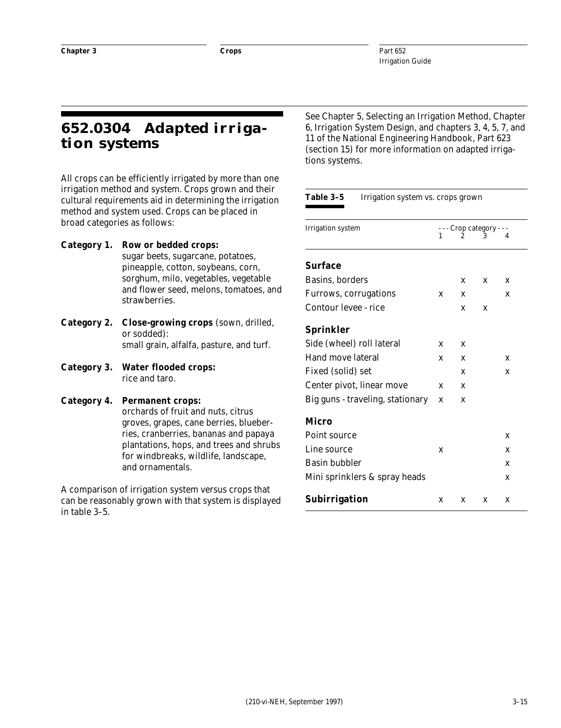## 652.0304 Adapted irrigation systems

All crops can be efficiently irrigated by more than one irrigation method and system. Crops grown and their cultural requirements aid in determining the irrigation method and system used. Crops can be placed in broad categories as follows:

**Category 1. Row or bedded crops:**
sugar beets, sugarcane, potatoes, pineapple, cotton, soybeans, corn, sorghum, milo, vegetables, vegetable and flower seed, melons, tomatoes, and strawberries.

**Category 2. Close-growing crops** (sown, drilled, or sodded):
small grain, alfalfa, pasture, and turf.

**Category 3. Water flooded crops:**
rice and taro.

**Category 4. Permanent crops:**
orchards of fruit and nuts, citrus groves, grapes, cane berries, blueberries, cranberries, bananas and papaya plantations, hops, and trees and shrubs for windbreaks, wildlife, landscape, and ornamentals.

A comparison of irrigation system versus crops that can be reasonably grown with that system is displayed in table 3–5.

See Chapter 5, Selecting an Irrigation Method, Chapter 6, Irrigation System Design, and chapters 3, 4, 5, 7, and 11 of the National Engineering Handbook, Part 623 (section 15) for more information on adapted irrigations systems.

**Table 3–5** Irrigation system vs. crops grown

| Irrigation system | --- Crop category --- | | | |
|---|---|---|---|---|
| | 1 | 2 | 3 | 4 |
| **Surface** | | | | |
| Basins, borders | | x | x | x |
| Furrows, corrugations | x | x | | x |
| Contour levee - rice | | x | x | |
| **Sprinkler** | | | | |
| Side (wheel) roll lateral | x | x | | |
| Hand move lateral | x | x | | x |
| Fixed (solid) set | | x | | x |
| Center pivot, linear move | x | x | | |
| Big guns - traveling, stationary | x | x | | |
| **Micro** | | | | |
| Point source | | | | x |
| Line source | x | | | x |
| Basin bubbler | | | | x |
| Mini sprinklers & spray heads | | | | x |
| **Subirrigation** | x | x | x | x |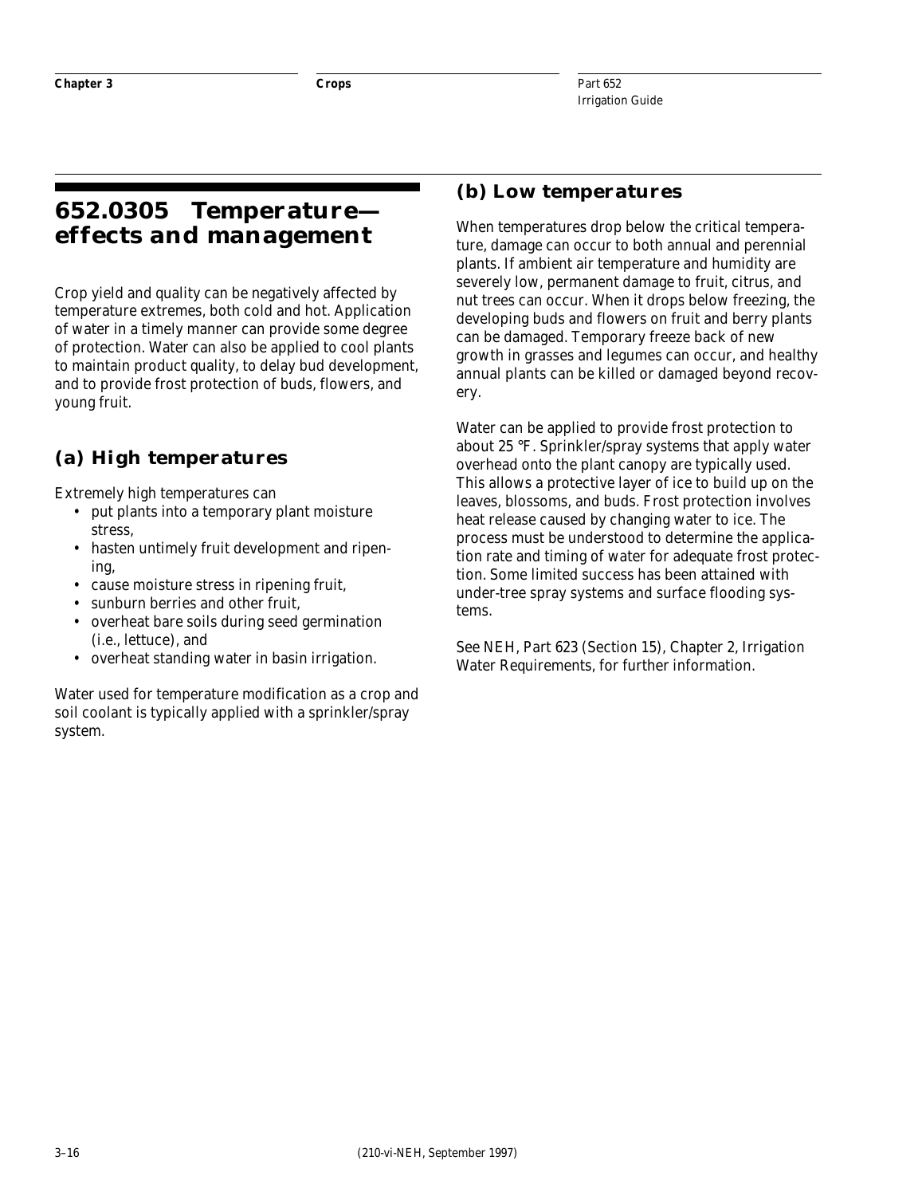## 652.0305 Temperature—effects and management

Crop yield and quality can be negatively affected by temperature extremes, both cold and hot. Application of water in a timely manner can provide some degree of protection. Water can also be applied to cool plants to maintain product quality, to delay bud development, and to provide frost protection of buds, flowers, and young fruit.

### (a) High temperatures

Extremely high temperatures can

- put plants into a temporary plant moisture stress,
- hasten untimely fruit development and ripening,
- cause moisture stress in ripening fruit,
- sunburn berries and other fruit,
- overheat bare soils during seed germination (i.e., lettuce), and
- overheat standing water in basin irrigation.

Water used for temperature modification as a crop and soil coolant is typically applied with a sprinkler/spray system.

### (b) Low temperatures

When temperatures drop below the critical temperature, damage can occur to both annual and perennial plants. If ambient air temperature and humidity are severely low, permanent damage to fruit, citrus, and nut trees can occur. When it drops below freezing, the developing buds and flowers on fruit and berry plants can be damaged. Temporary freeze back of new growth in grasses and legumes can occur, and healthy annual plants can be killed or damaged beyond recovery.

Water can be applied to provide frost protection to about 25 °F. Sprinkler/spray systems that apply water overhead onto the plant canopy are typically used. This allows a protective layer of ice to build up on the leaves, blossoms, and buds. Frost protection involves heat release caused by changing water to ice. The process must be understood to determine the application rate and timing of water for adequate frost protection. Some limited success has been attained with under-tree spray systems and surface flooding systems.

See NEH, Part 623 (Section 15), Chapter 2, Irrigation Water Requirements, for further information.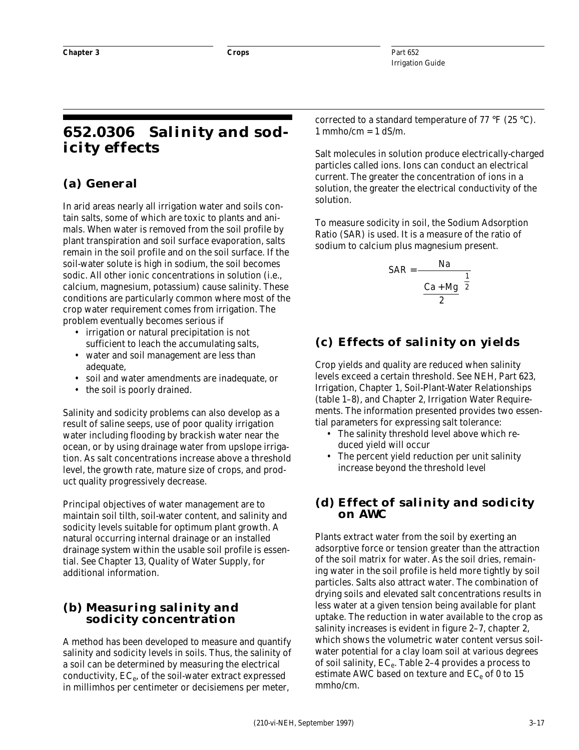# 652.0306 Salinity and sodicity effects

## (a) General

In arid areas nearly all irrigation water and soils contain salts, some of which are toxic to plants and animals. When water is removed from the soil profile by plant transpiration and soil surface evaporation, salts remain in the soil profile and on the soil surface. If the soil-water solute is high in sodium, the soil becomes sodic. All other ionic concentrations in solution (i.e., calcium, magnesium, potassium) cause salinity. These conditions are particularly common where most of the crop water requirement comes from irrigation. The problem eventually becomes serious if

- irrigation or natural precipitation is not sufficient to leach the accumulating salts,
- water and soil management are less than adequate,
- soil and water amendments are inadequate, or
- the soil is poorly drained.

Salinity and sodicity problems can also develop as a result of saline seeps, use of poor quality irrigation water including flooding by brackish water near the ocean, or by using drainage water from upslope irrigation. As salt concentrations increase above a threshold level, the growth rate, mature size of crops, and product quality progressively decrease.

Principal objectives of water management are to maintain soil tilth, soil-water content, and salinity and sodicity levels suitable for optimum plant growth. A natural occurring internal drainage or an installed drainage system within the usable soil profile is essential. See Chapter 13, Quality of Water Supply, for additional information.

## (b) Measuring salinity and sodicity concentration

A method has been developed to measure and quantify salinity and sodicity levels in soils. Thus, the salinity of a soil can be determined by measuring the electrical conductivity, $EC_e$, of the soil-water extract expressed in millimhos per centimeter or decisiemens per meter, corrected to a standard temperature of 77 °F (25 °C). 1 mmho/cm = 1 dS/m.

Salt molecules in solution produce electrically-charged particles called ions. Ions can conduct an electrical current. The greater the concentration of ions in a solution, the greater the electrical conductivity of the solution.

To measure sodicity in soil, the Sodium Adsorption Ratio (SAR) is used. It is a measure of the ratio of sodium to calcium plus magnesium present.

$$SAR = \frac{Na}{\left(\frac{Ca + Mg}{2}\right)^{\frac{1}{2}}}$$

## (c) Effects of salinity on yields

Crop yields and quality are reduced when salinity levels exceed a certain threshold. See NEH, Part 623, Irrigation, Chapter 1, Soil-Plant-Water Relationships (table 1–8), and Chapter 2, Irrigation Water Requirements. The information presented provides two essential parameters for expressing salt tolerance:

- The salinity threshold level above which reduced yield will occur
- The percent yield reduction per unit salinity increase beyond the threshold level

## (d) Effect of salinity and sodicity on AWC

Plants extract water from the soil by exerting an adsorptive force or tension greater than the attraction of the soil matrix for water. As the soil dries, remaining water in the soil profile is held more tightly by soil particles. Salts also attract water. The combination of drying soils and elevated salt concentrations results in less water at a given tension being available for plant uptake. The reduction in water available to the crop as salinity increases is evident in figure 2–7, chapter 2, which shows the volumetric water content versus soil-water potential for a clay loam soil at various degrees of soil salinity, $EC_e$. Table 2–4 provides a process to estimate AWC based on texture and $EC_e$ of 0 to 15 mmho/cm.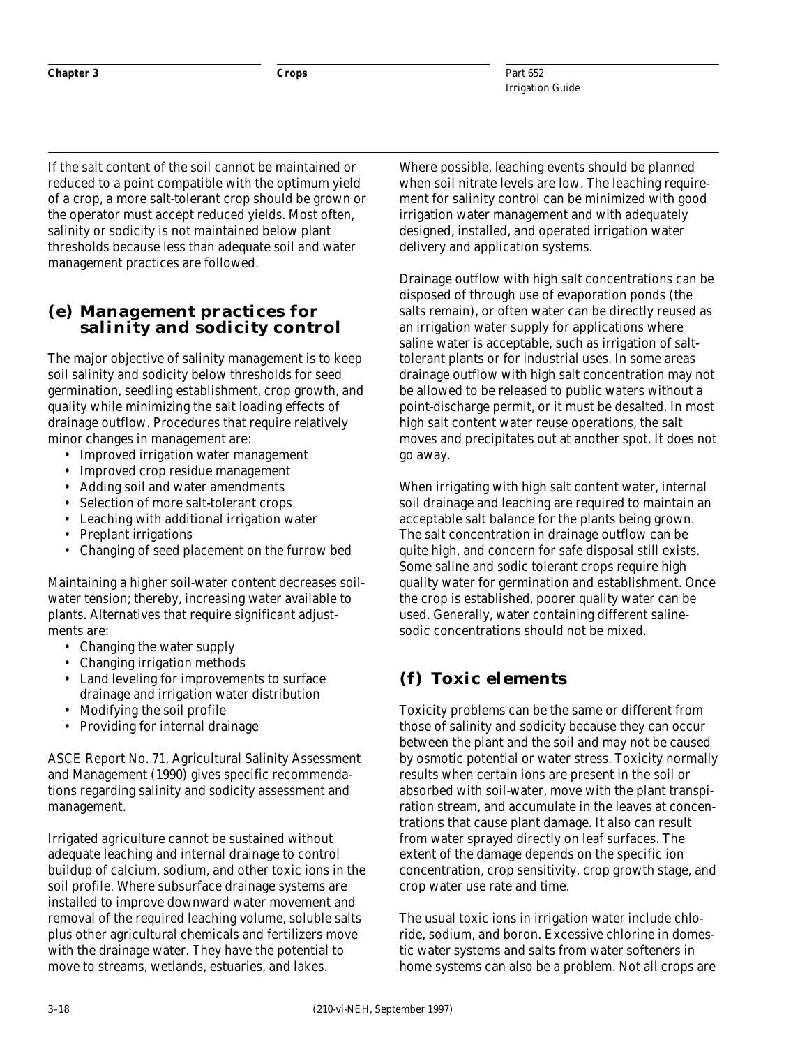If the salt content of the soil cannot be maintained or reduced to a point compatible with the optimum yield of a crop, a more salt-tolerant crop should be grown or the operator must accept reduced yields. Most often, salinity or sodicity is not maintained below plant thresholds because less than adequate soil and water management practices are followed.

## (e) Management practices for salinity and sodicity control

The major objective of salinity management is to keep soil salinity and sodicity below thresholds for seed germination, seedling establishment, crop growth, and quality while minimizing the salt loading effects of drainage outflow. Procedures that require relatively minor changes in management are:

- Improved irrigation water management
- Improved crop residue management
- Adding soil and water amendments
- Selection of more salt-tolerant crops
- Leaching with additional irrigation water
- Preplant irrigations
- Changing of seed placement on the furrow bed

Maintaining a higher soil-water content decreases soil-water tension; thereby, increasing water available to plants. Alternatives that require significant adjustments are:

- Changing the water supply
- Changing irrigation methods
- Land leveling for improvements to surface drainage and irrigation water distribution
- Modifying the soil profile
- Providing for internal drainage

ASCE Report No. 71, Agricultural Salinity Assessment and Management (1990) gives specific recommendations regarding salinity and sodicity assessment and management.

Irrigated agriculture cannot be sustained without adequate leaching and internal drainage to control buildup of calcium, sodium, and other toxic ions in the soil profile. Where subsurface drainage systems are installed to improve downward water movement and removal of the required leaching volume, soluble salts plus other agricultural chemicals and fertilizers move with the drainage water. They have the potential to move to streams, wetlands, estuaries, and lakes.

Where possible, leaching events should be planned when soil nitrate levels are low. The leaching requirement for salinity control can be minimized with good irrigation water management and with adequately designed, installed, and operated irrigation water delivery and application systems.

Drainage outflow with high salt concentrations can be disposed of through use of evaporation ponds (the salts remain), or often water can be directly reused as an irrigation water supply for applications where saline water is acceptable, such as irrigation of salt-tolerant plants or for industrial uses. In some areas drainage outflow with high salt concentration may not be allowed to be released to public waters without a point-discharge permit, or it must be desalted. In most high salt content water reuse operations, the salt moves and precipitates out at another spot. It does not go away.

When irrigating with high salt content water, internal soil drainage and leaching are required to maintain an acceptable salt balance for the plants being grown. The salt concentration in drainage outflow can be quite high, and concern for safe disposal still exists. Some saline and sodic tolerant crops require high quality water for germination and establishment. Once the crop is established, poorer quality water can be used. Generally, water containing different saline-sodic concentrations should not be mixed.

## (f) Toxic elements

Toxicity problems can be the same or different from those of salinity and sodicity because they can occur between the plant and the soil and may not be caused by osmotic potential or water stress. Toxicity normally results when certain ions are present in the soil or absorbed with soil-water, move with the plant transpiration stream, and accumulate in the leaves at concentrations that cause plant damage. It also can result from water sprayed directly on leaf surfaces. The extent of the damage depends on the specific ion concentration, crop sensitivity, crop growth stage, and crop water use rate and time.

The usual toxic ions in irrigation water include chloride, sodium, and boron. Excessive chlorine in domestic water systems and salts from water softeners in home systems can also be a problem. Not all crops are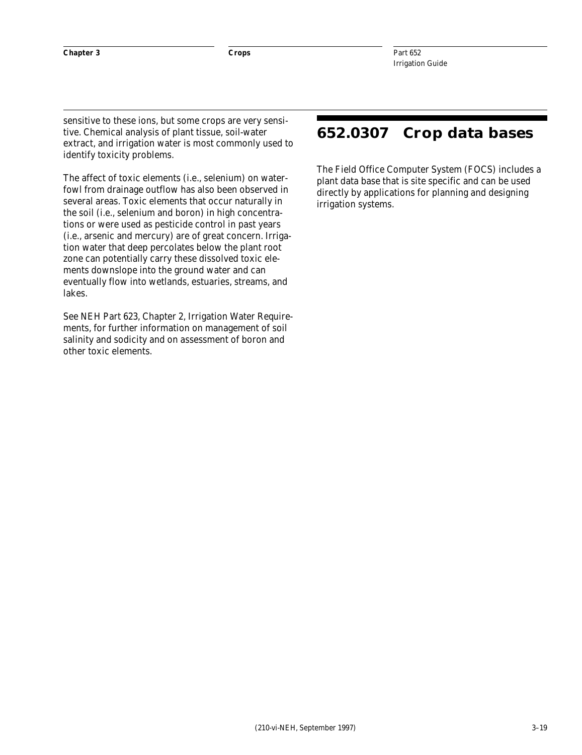sensitive to these ions, but some crops are very sensitive. Chemical analysis of plant tissue, soil-water extract, and irrigation water is most commonly used to identify toxicity problems.

The affect of toxic elements (i.e., selenium) on waterfowl from drainage outflow has also been observed in several areas. Toxic elements that occur naturally in the soil (i.e., selenium and boron) in high concentrations or were used as pesticide control in past years (i.e., arsenic and mercury) are of great concern. Irrigation water that deep percolates below the plant root zone can potentially carry these dissolved toxic elements downslope into the ground water and can eventually flow into wetlands, estuaries, streams, and lakes.

See NEH Part 623, Chapter 2, Irrigation Water Requirements, for further information on management of soil salinity and sodicity and on assessment of boron and other toxic elements.

## 652.0307 Crop data bases

The Field Office Computer System (FOCS) includes a plant data base that is site specific and can be used directly by applications for planning and designing irrigation systems.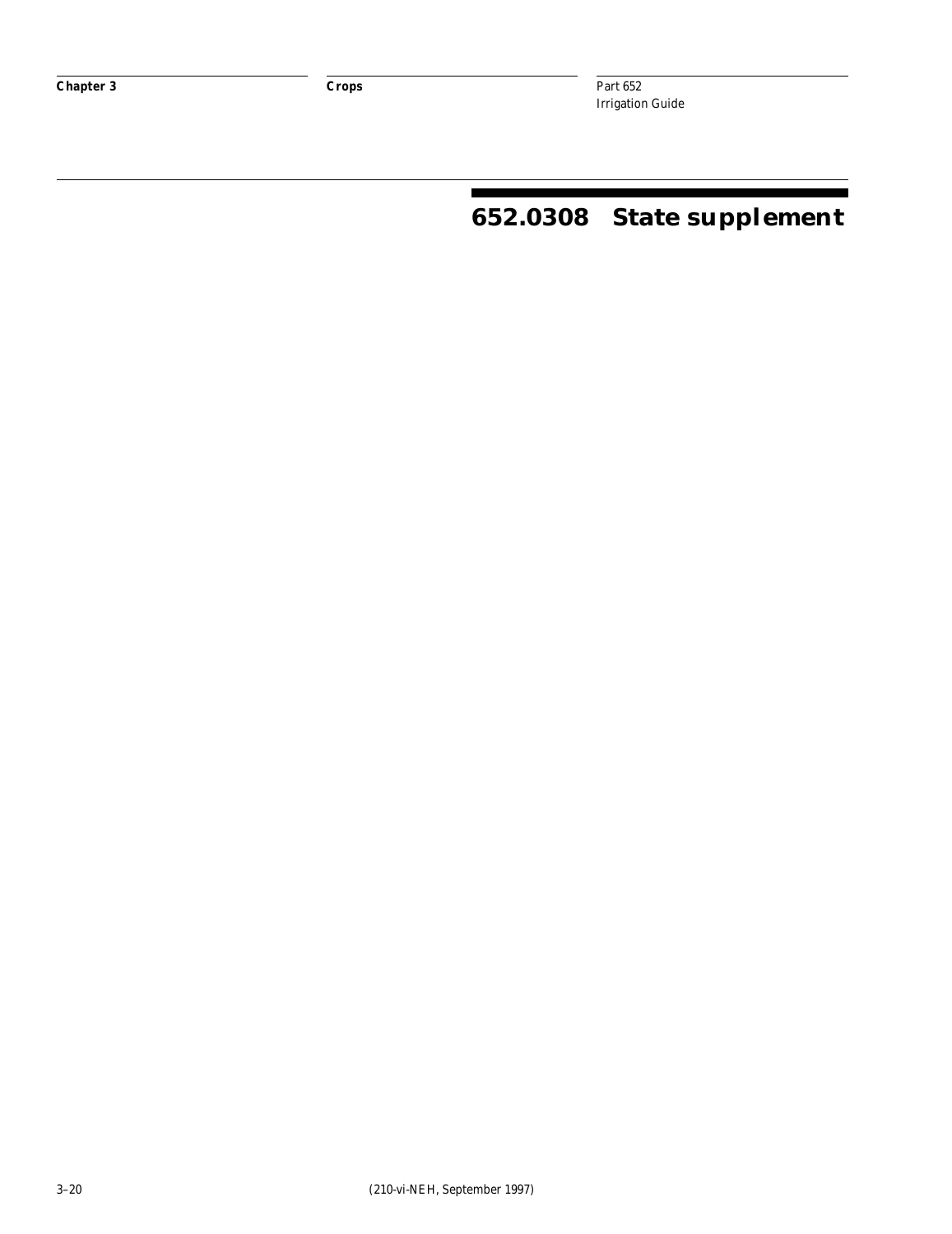## 652.0308 State supplement